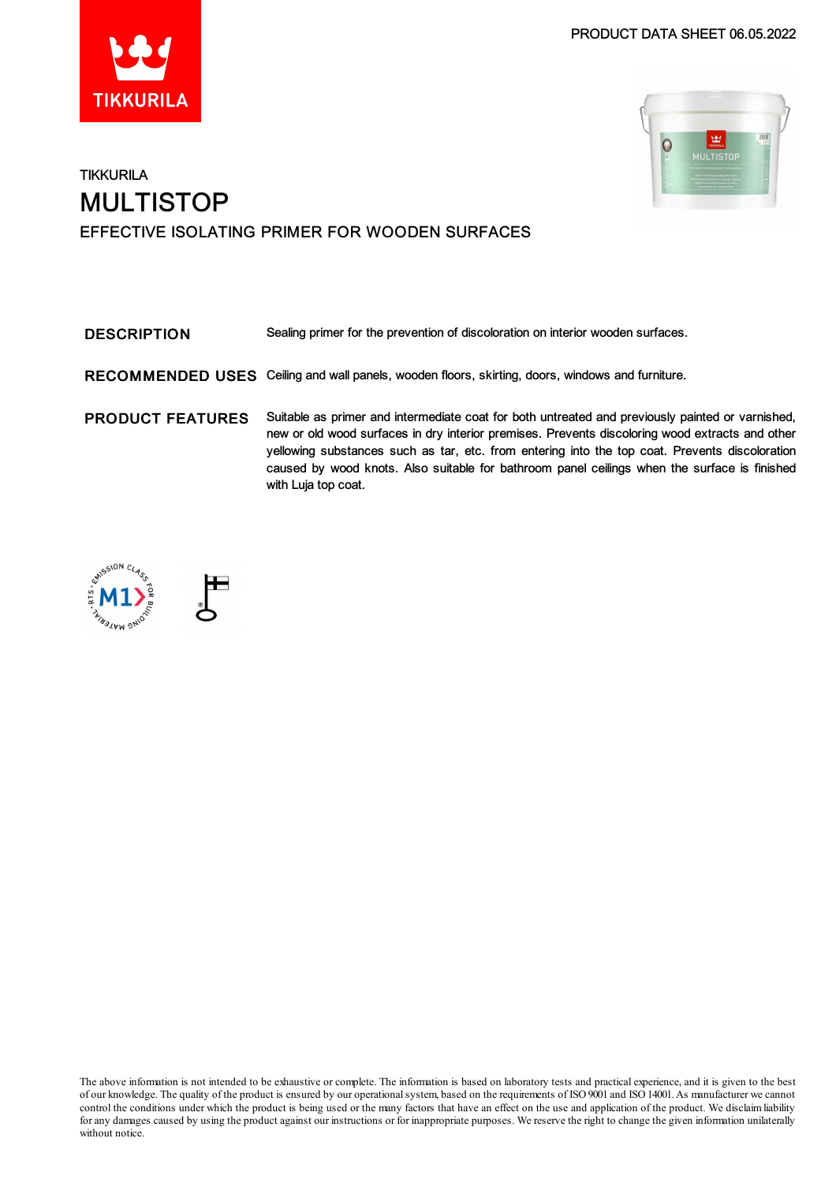PRODUCT DATA SHEET 06.05.2022

TIKKURILA

# MULTISTOP

## EFFECTIVE ISOLATING PRIMER FOR WOODEN SURFACES

| | |
|---|---|
| **DESCRIPTION** | Sealing primer for the prevention of discoloration on interior wooden surfaces. |
| **RECOMMENDED USES** | Ceiling and wall panels, wooden floors, skirting, doors, windows and furniture. |
| **PRODUCT FEATURES** | Suitable as primer and intermediate coat for both untreated and previously painted or varnished, new or old wood surfaces in dry interior premises. Prevents discoloring wood extracts and other yellowing substances such as tar, etc. from entering into the top coat. Prevents discoloration caused by wood knots. Also suitable for bathroom panel ceilings when the surface is finished with Luja top coat. |

The above information is not intended to be exhaustive or complete. The information is based on laboratory tests and practical experience, and it is given to the best of our knowledge. The quality of the product is ensured by our operational system, based on the requirements of ISO 9001 and ISO 14001. As manufacturer we cannot control the conditions under which the product is being used or the many factors that have an effect on the use and application of the product. We disclaim liability for any damages caused by using the product against our instructions or for inappropriate purposes. We reserve the right to change the given information unilaterally without notice.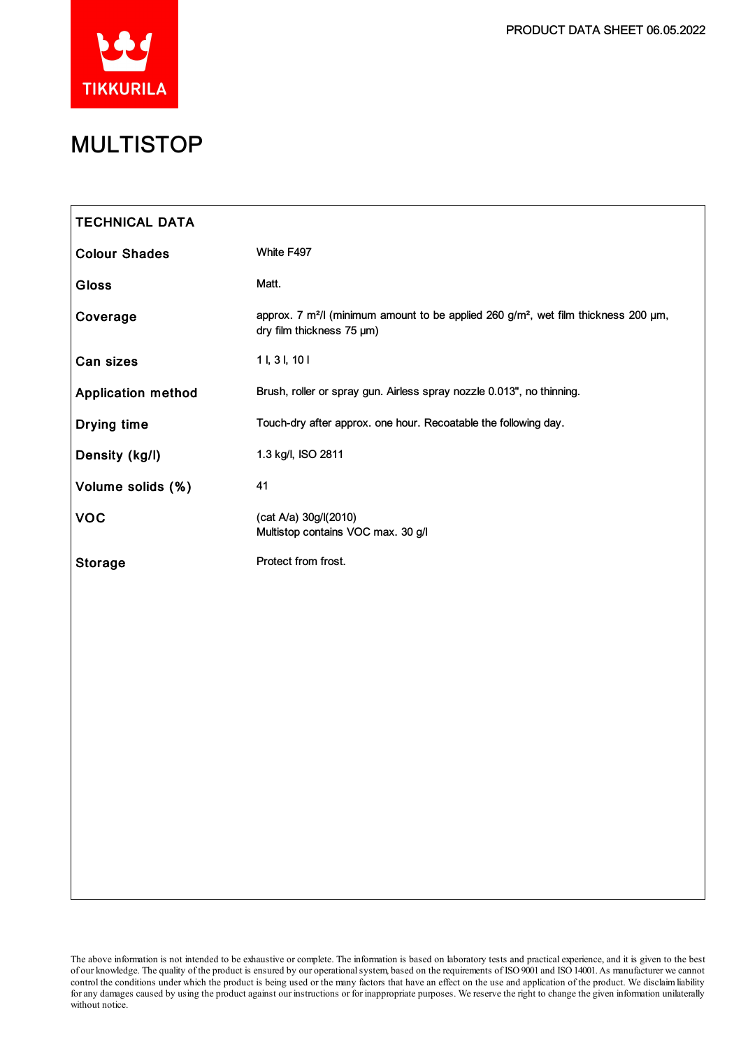PRODUCT DATA SHEET 06.05.2022

# MULTISTOP

## TECHNICAL DATA

| | |
|---|---|
| **Colour Shades** | White F497 |
| **Gloss** | Matt. |
| **Coverage** | approx. 7 m²/l (minimum amount to be applied 260 g/m², wet film thickness 200 µm, dry film thickness 75 µm) |
| **Can sizes** | 1 l, 3 l, 10 l |
| **Application method** | Brush, roller or spray gun. Airless spray nozzle 0.013", no thinning. |
| **Drying time** | Touch-dry after approx. one hour. Recoatable the following day. |
| **Density (kg/l)** | 1.3 kg/l, ISO 2811 |
| **Volume solids (%)** | 41 |
| **VOC** | (cat A/a) 30g/l(2010)<br>Multistop contains VOC max. 30 g/l |
| **Storage** | Protect from frost. |

The above information is not intended to be exhaustive or complete. The information is based on laboratory tests and practical experience, and it is given to the best of our knowledge. The quality of the product is ensured by our operational system, based on the requirements of ISO 9001 and ISO 14001. As manufacturer we cannot control the conditions under which the product is being used or the many factors that have an effect on the use and application of the product. We disclaim liability for any damages caused by using the product against our instructions or for inappropriate purposes. We reserve the right to change the given information unilaterally without notice.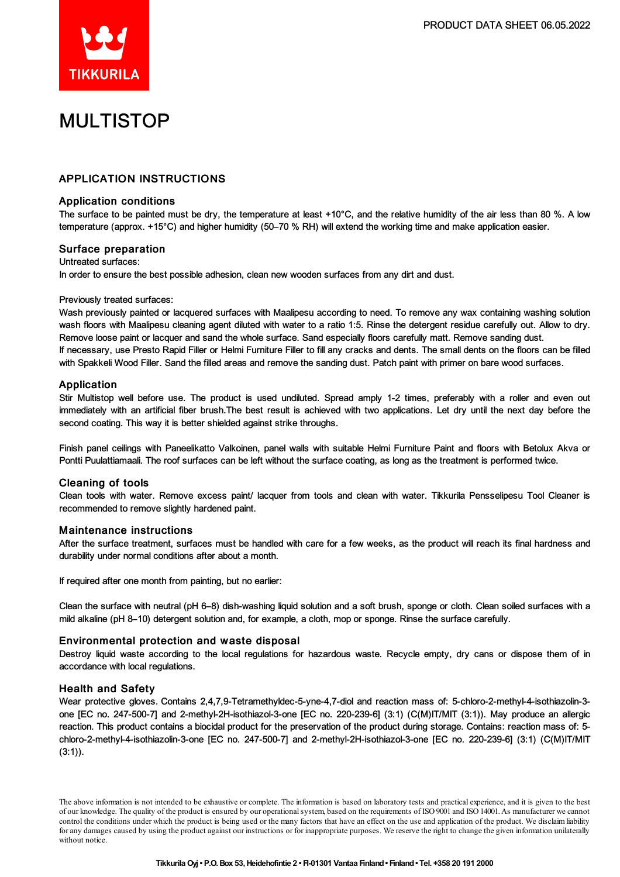# MULTISTOP

## APPLICATION INSTRUCTIONS

### Application conditions

The surface to be painted must be dry, the temperature at least +10°C, and the relative humidity of the air less than 80 %. A low temperature (approx. +15°C) and higher humidity (50–70 % RH) will extend the working time and make application easier.

### Surface preparation

Untreated surfaces:
In order to ensure the best possible adhesion, clean new wooden surfaces from any dirt and dust.

Previously treated surfaces:
Wash previously painted or lacquered surfaces with Maalipesu according to need. To remove any wax containing washing solution wash floors with Maalipesu cleaning agent diluted with water to a ratio 1:5. Rinse the detergent residue carefully out. Allow to dry. Remove loose paint or lacquer and sand the whole surface. Sand especially floors carefully matt. Remove sanding dust.
If necessary, use Presto Rapid Filler or Helmi Furniture Filler to fill any cracks and dents. The small dents on the floors can be filled with Spakkeli Wood Filler. Sand the filled areas and remove the sanding dust. Patch paint with primer on bare wood surfaces.

### Application

Stir Multistop well before use. The product is used undiluted. Spread amply 1-2 times, preferably with a roller and even out immediately with an artificial fiber brush.The best result is achieved with two applications. Let dry until the next day before the second coating. This way it is better shielded against strike throughs.

Finish panel ceilings with Paneelikatto Valkoinen, panel walls with suitable Helmi Furniture Paint and floors with Betolux Akva or Pontti Puulattiamaali. The roof surfaces can be left without the surface coating, as long as the treatment is performed twice.

### Cleaning of tools

Clean tools with water. Remove excess paint/ lacquer from tools and clean with water. Tikkurila Pensselipesu Tool Cleaner is recommended to remove slightly hardened paint.

### Maintenance instructions

After the surface treatment, surfaces must be handled with care for a few weeks, as the product will reach its final hardness and durability under normal conditions after about a month.

If required after one month from painting, but no earlier:

Clean the surface with neutral (pH 6–8) dish-washing liquid solution and a soft brush, sponge or cloth. Clean soiled surfaces with a mild alkaline (pH 8–10) detergent solution and, for example, a cloth, mop or sponge. Rinse the surface carefully.

### Environmental protection and waste disposal

Destroy liquid waste according to the local regulations for hazardous waste. Recycle empty, dry cans or dispose them of in accordance with local regulations.

### Health and Safety

Wear protective gloves. Contains 2,4,7,9-Tetramethyldec-5-yne-4,7-diol and reaction mass of: 5-chloro-2-methyl-4-isothiazolin-3-one [EC no. 247-500-7] and 2-methyl-2H-isothiazol-3-one [EC no. 220-239-6] (3:1) (C(M)IT/MIT (3:1)). May produce an allergic reaction. This product contains a biocidal product for the preservation of the product during storage. Contains: reaction mass of: 5-chloro-2-methyl-4-isothiazolin-3-one [EC no. 247-500-7] and 2-methyl-2H-isothiazol-3-one [EC no. 220-239-6] (3:1) (C(M)IT/MIT (3:1)).

The above information is not intended to be exhaustive or complete. The information is based on laboratory tests and practical experience, and it is given to the best of our knowledge. The quality of the product is ensured by our operational system, based on the requirements of ISO 9001 and ISO 14001. As manufacturer we cannot control the conditions under which the product is being used or the many factors that have an effect on the use and application of the product. We disclaim liability for any damages caused by using the product against our instructions or for inappropriate purposes. We reserve the right to change the given information unilaterally without notice.